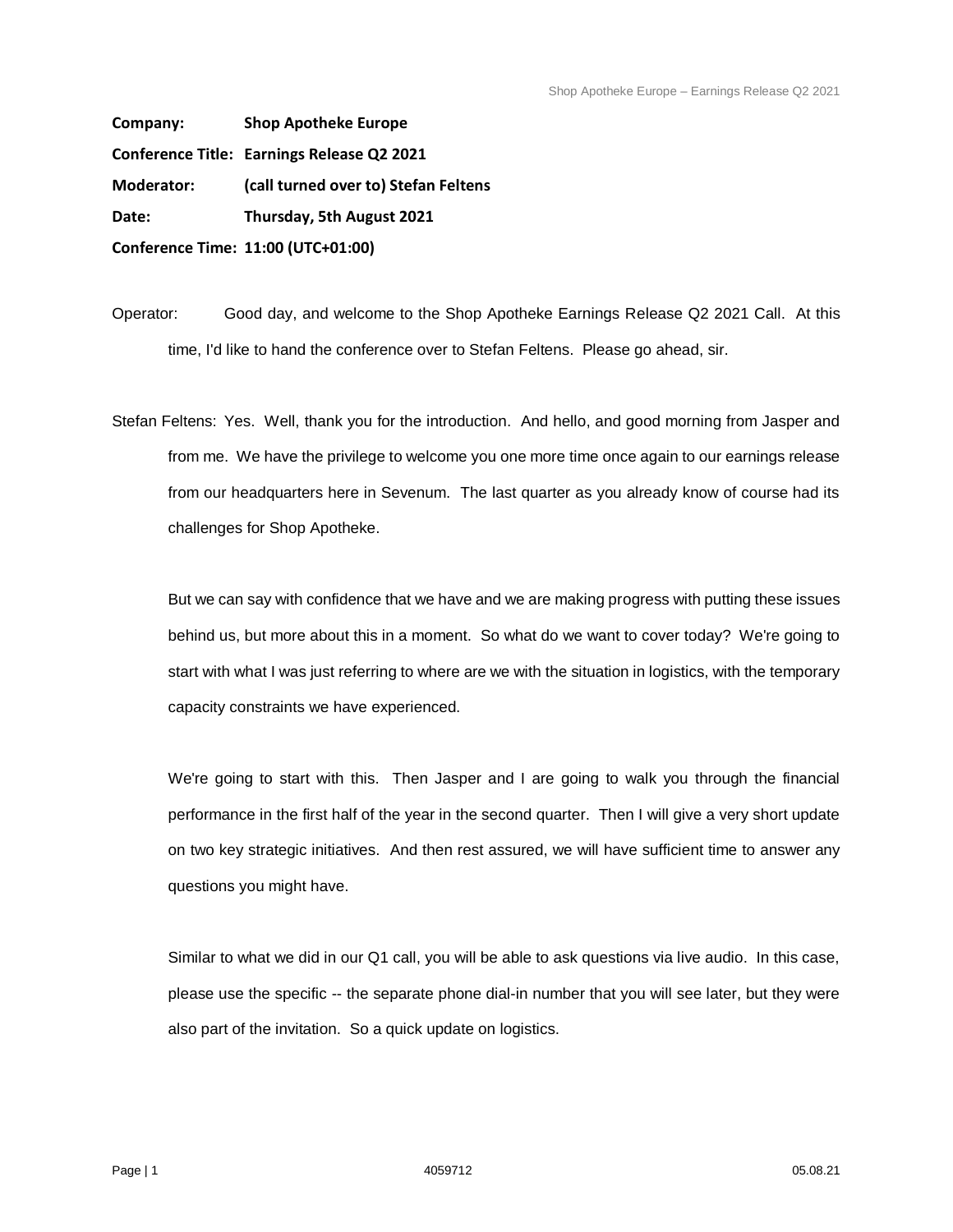**Company:** **Shop Apotheke Europe**

**Conference Title:** **Earnings Release Q2 2021**

**Moderator:** **(call turned over to) Stefan Feltens**

**Date:** **Thursday, 5th August 2021**

**Conference Time:** **11:00 (UTC+01:00)**

Operator: Good day, and welcome to the Shop Apotheke Earnings Release Q2 2021 Call. At this time, I'd like to hand the conference over to Stefan Feltens. Please go ahead, sir.

Stefan Feltens: Yes. Well, thank you for the introduction. And hello, and good morning from Jasper and from me. We have the privilege to welcome you one more time once again to our earnings release from our headquarters here in Sevenum. The last quarter as you already know of course had its challenges for Shop Apotheke.

But we can say with confidence that we have and we are making progress with putting these issues behind us, but more about this in a moment. So what do we want to cover today? We're going to start with what I was just referring to where are we with the situation in logistics, with the temporary capacity constraints we have experienced.

We're going to start with this. Then Jasper and I are going to walk you through the financial performance in the first half of the year in the second quarter. Then I will give a very short update on two key strategic initiatives. And then rest assured, we will have sufficient time to answer any questions you might have.

Similar to what we did in our Q1 call, you will be able to ask questions via live audio. In this case, please use the specific -- the separate phone dial-in number that you will see later, but they were also part of the invitation. So a quick update on logistics.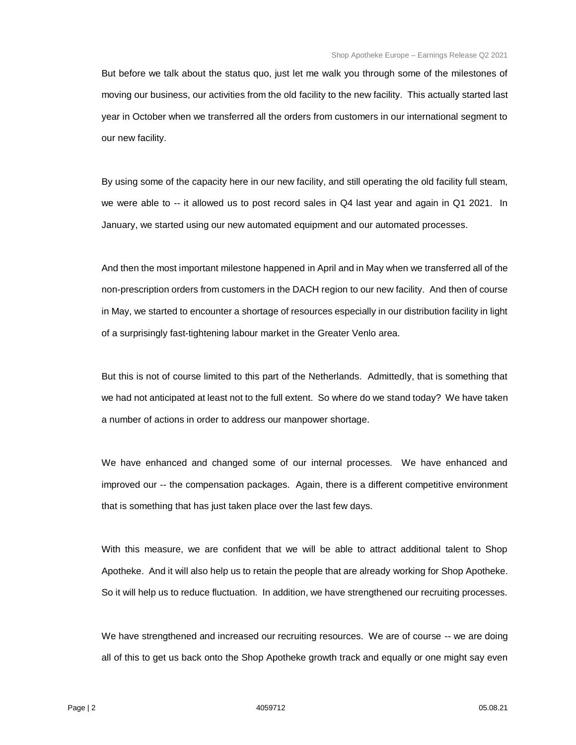But before we talk about the status quo, just let me walk you through some of the milestones of moving our business, our activities from the old facility to the new facility. This actually started last year in October when we transferred all the orders from customers in our international segment to our new facility.

By using some of the capacity here in our new facility, and still operating the old facility full steam, we were able to -- it allowed us to post record sales in Q4 last year and again in Q1 2021. In January, we started using our new automated equipment and our automated processes.

And then the most important milestone happened in April and in May when we transferred all of the non-prescription orders from customers in the DACH region to our new facility. And then of course in May, we started to encounter a shortage of resources especially in our distribution facility in light of a surprisingly fast-tightening labour market in the Greater Venlo area.

But this is not of course limited to this part of the Netherlands. Admittedly, that is something that we had not anticipated at least not to the full extent. So where do we stand today? We have taken a number of actions in order to address our manpower shortage.

We have enhanced and changed some of our internal processes. We have enhanced and improved our -- the compensation packages. Again, there is a different competitive environment that is something that has just taken place over the last few days.

With this measure, we are confident that we will be able to attract additional talent to Shop Apotheke. And it will also help us to retain the people that are already working for Shop Apotheke. So it will help us to reduce fluctuation. In addition, we have strengthened our recruiting processes.

We have strengthened and increased our recruiting resources. We are of course -- we are doing all of this to get us back onto the Shop Apotheke growth track and equally or one might say even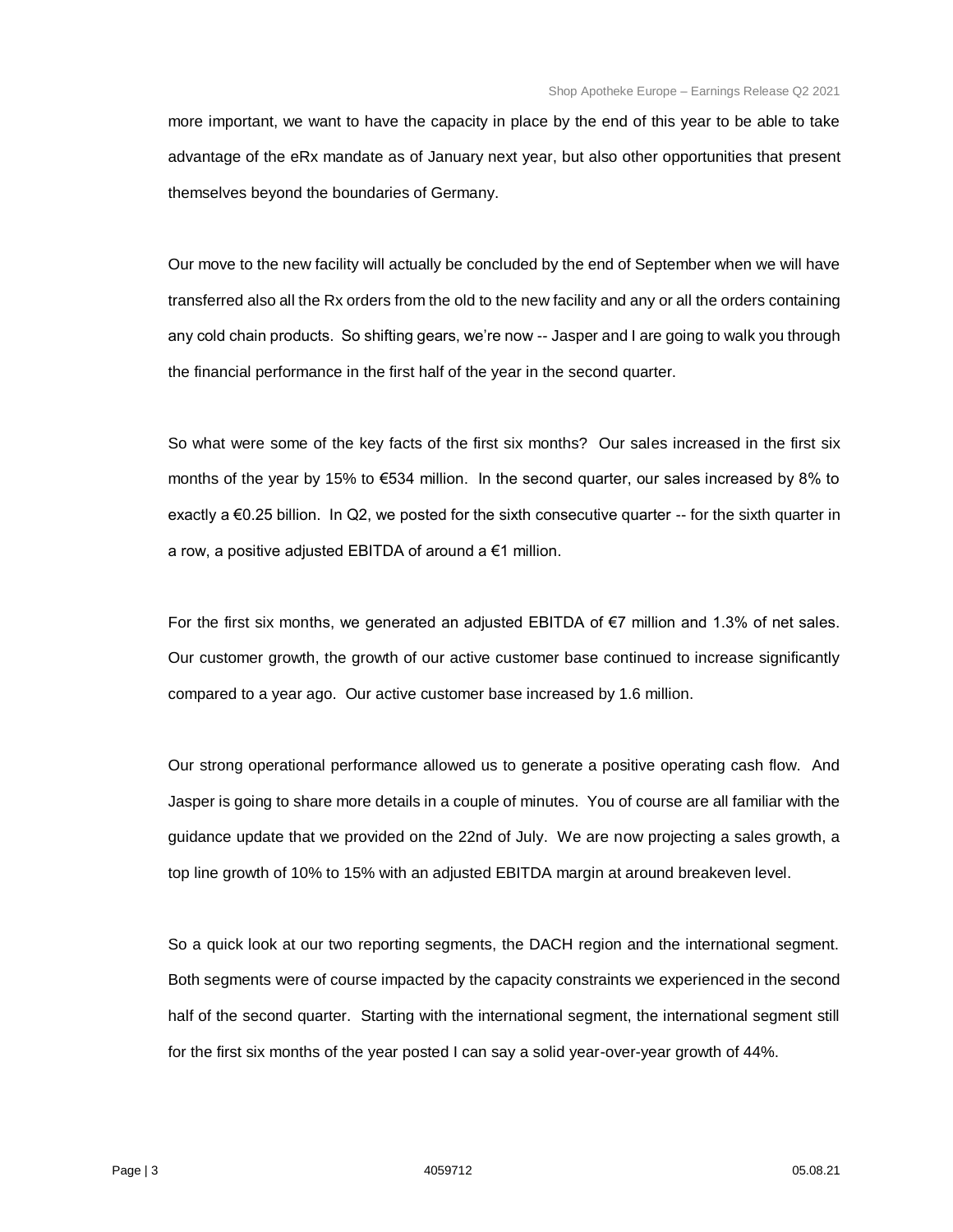more important, we want to have the capacity in place by the end of this year to be able to take advantage of the eRx mandate as of January next year, but also other opportunities that present themselves beyond the boundaries of Germany.

Our move to the new facility will actually be concluded by the end of September when we will have transferred also all the Rx orders from the old to the new facility and any or all the orders containing any cold chain products. So shifting gears, we're now -- Jasper and I are going to walk you through the financial performance in the first half of the year in the second quarter.

So what were some of the key facts of the first six months? Our sales increased in the first six months of the year by 15% to €534 million. In the second quarter, our sales increased by 8% to exactly a €0.25 billion. In Q2, we posted for the sixth consecutive quarter -- for the sixth quarter in a row, a positive adjusted EBITDA of around a €1 million.

For the first six months, we generated an adjusted EBITDA of €7 million and 1.3% of net sales. Our customer growth, the growth of our active customer base continued to increase significantly compared to a year ago. Our active customer base increased by 1.6 million.

Our strong operational performance allowed us to generate a positive operating cash flow. And Jasper is going to share more details in a couple of minutes. You of course are all familiar with the guidance update that we provided on the 22nd of July. We are now projecting a sales growth, a top line growth of 10% to 15% with an adjusted EBITDA margin at around breakeven level.

So a quick look at our two reporting segments, the DACH region and the international segment. Both segments were of course impacted by the capacity constraints we experienced in the second half of the second quarter. Starting with the international segment, the international segment still for the first six months of the year posted I can say a solid year-over-year growth of 44%.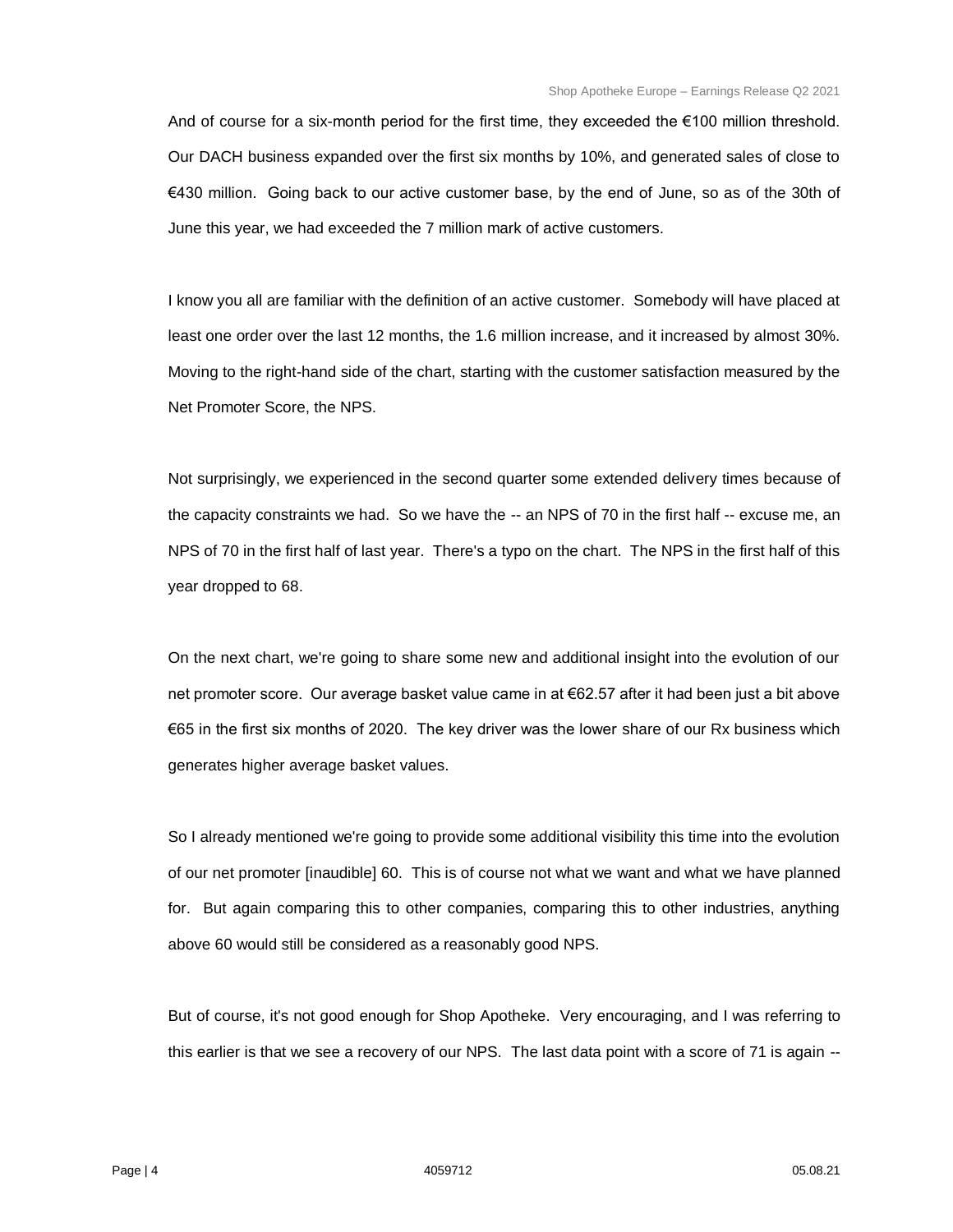And of course for a six-month period for the first time, they exceeded the €100 million threshold. Our DACH business expanded over the first six months by 10%, and generated sales of close to €430 million. Going back to our active customer base, by the end of June, so as of the 30th of June this year, we had exceeded the 7 million mark of active customers.

I know you all are familiar with the definition of an active customer. Somebody will have placed at least one order over the last 12 months, the 1.6 million increase, and it increased by almost 30%. Moving to the right-hand side of the chart, starting with the customer satisfaction measured by the Net Promoter Score, the NPS.

Not surprisingly, we experienced in the second quarter some extended delivery times because of the capacity constraints we had. So we have the -- an NPS of 70 in the first half -- excuse me, an NPS of 70 in the first half of last year. There's a typo on the chart. The NPS in the first half of this year dropped to 68.

On the next chart, we're going to share some new and additional insight into the evolution of our net promoter score. Our average basket value came in at €62.57 after it had been just a bit above €65 in the first six months of 2020. The key driver was the lower share of our Rx business which generates higher average basket values.

So I already mentioned we're going to provide some additional visibility this time into the evolution of our net promoter [inaudible] 60. This is of course not what we want and what we have planned for. But again comparing this to other companies, comparing this to other industries, anything above 60 would still be considered as a reasonably good NPS.

But of course, it's not good enough for Shop Apotheke. Very encouraging, and I was referring to this earlier is that we see a recovery of our NPS. The last data point with a score of 71 is again --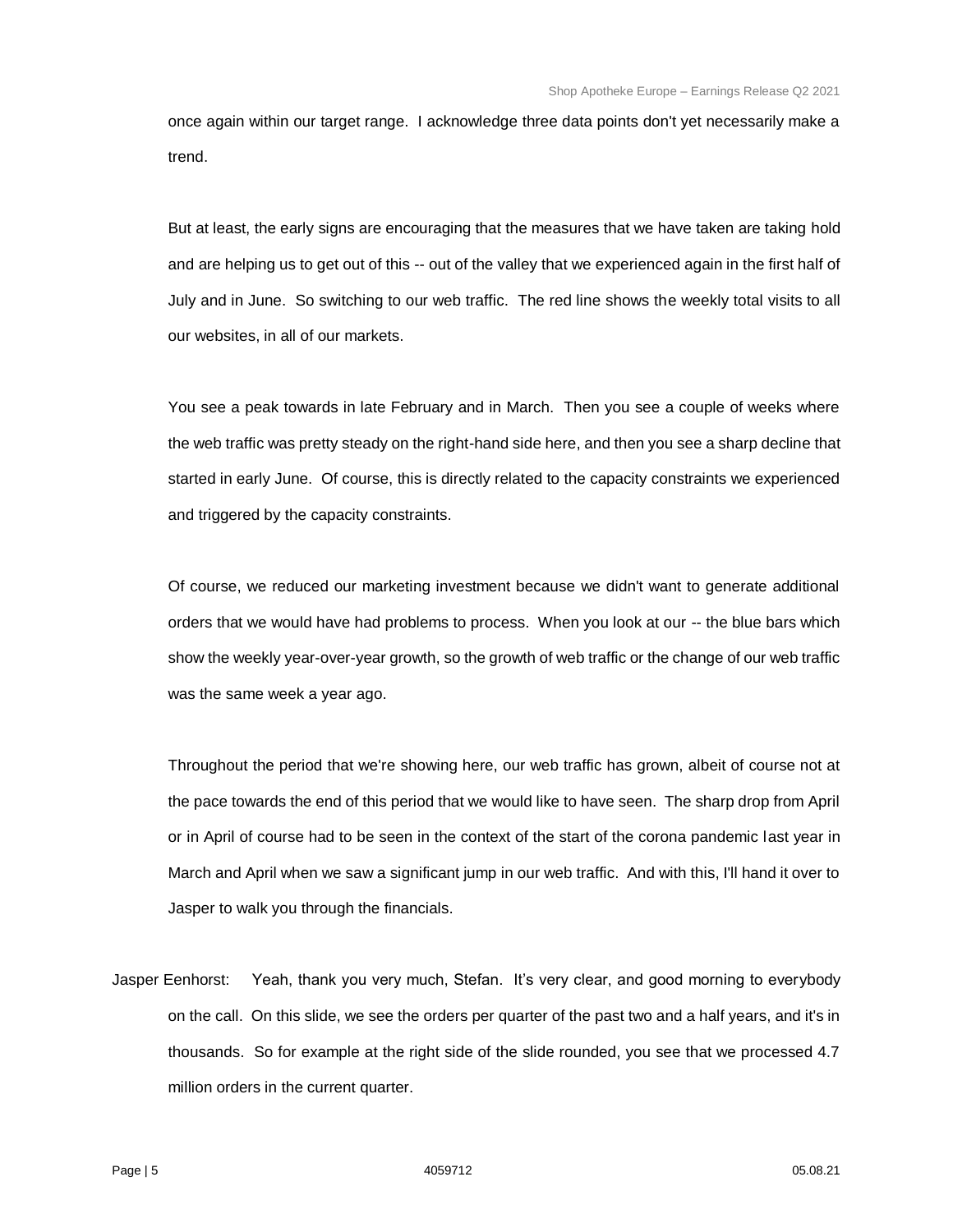once again within our target range. I acknowledge three data points don't yet necessarily make a trend.

But at least, the early signs are encouraging that the measures that we have taken are taking hold and are helping us to get out of this -- out of the valley that we experienced again in the first half of July and in June. So switching to our web traffic. The red line shows the weekly total visits to all our websites, in all of our markets.

You see a peak towards in late February and in March. Then you see a couple of weeks where the web traffic was pretty steady on the right-hand side here, and then you see a sharp decline that started in early June. Of course, this is directly related to the capacity constraints we experienced and triggered by the capacity constraints.

Of course, we reduced our marketing investment because we didn't want to generate additional orders that we would have had problems to process. When you look at our -- the blue bars which show the weekly year-over-year growth, so the growth of web traffic or the change of our web traffic was the same week a year ago.

Throughout the period that we're showing here, our web traffic has grown, albeit of course not at the pace towards the end of this period that we would like to have seen. The sharp drop from April or in April of course had to be seen in the context of the start of the corona pandemic last year in March and April when we saw a significant jump in our web traffic. And with this, I'll hand it over to Jasper to walk you through the financials.

Jasper Eenhorst: Yeah, thank you very much, Stefan. It's very clear, and good morning to everybody on the call. On this slide, we see the orders per quarter of the past two and a half years, and it's in thousands. So for example at the right side of the slide rounded, you see that we processed 4.7 million orders in the current quarter.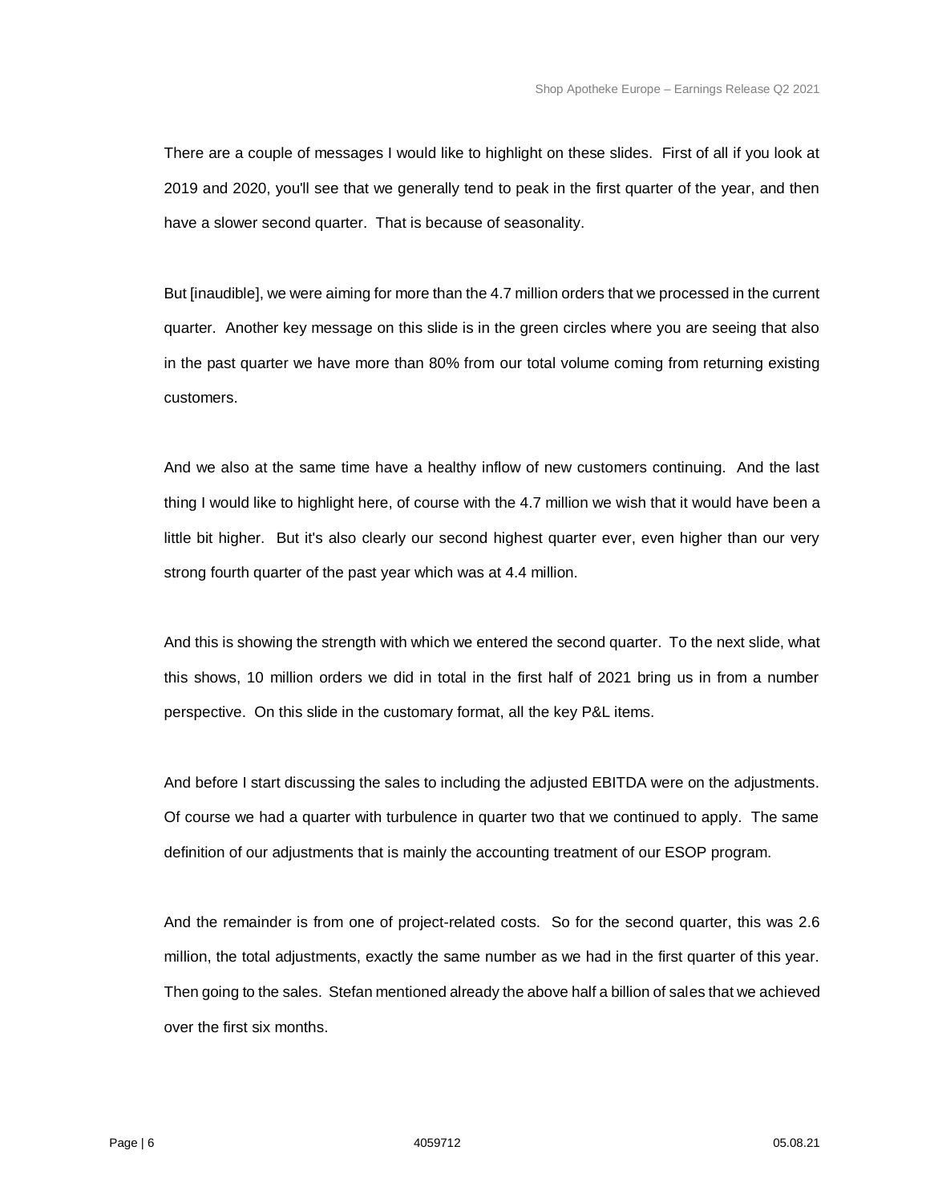There are a couple of messages I would like to highlight on these slides. First of all if you look at 2019 and 2020, you'll see that we generally tend to peak in the first quarter of the year, and then have a slower second quarter. That is because of seasonality.

But [inaudible], we were aiming for more than the 4.7 million orders that we processed in the current quarter. Another key message on this slide is in the green circles where you are seeing that also in the past quarter we have more than 80% from our total volume coming from returning existing customers.

And we also at the same time have a healthy inflow of new customers continuing. And the last thing I would like to highlight here, of course with the 4.7 million we wish that it would have been a little bit higher. But it's also clearly our second highest quarter ever, even higher than our very strong fourth quarter of the past year which was at 4.4 million.

And this is showing the strength with which we entered the second quarter. To the next slide, what this shows, 10 million orders we did in total in the first half of 2021 bring us in from a number perspective. On this slide in the customary format, all the key P&L items.

And before I start discussing the sales to including the adjusted EBITDA were on the adjustments. Of course we had a quarter with turbulence in quarter two that we continued to apply. The same definition of our adjustments that is mainly the accounting treatment of our ESOP program.

And the remainder is from one of project-related costs. So for the second quarter, this was 2.6 million, the total adjustments, exactly the same number as we had in the first quarter of this year. Then going to the sales. Stefan mentioned already the above half a billion of sales that we achieved over the first six months.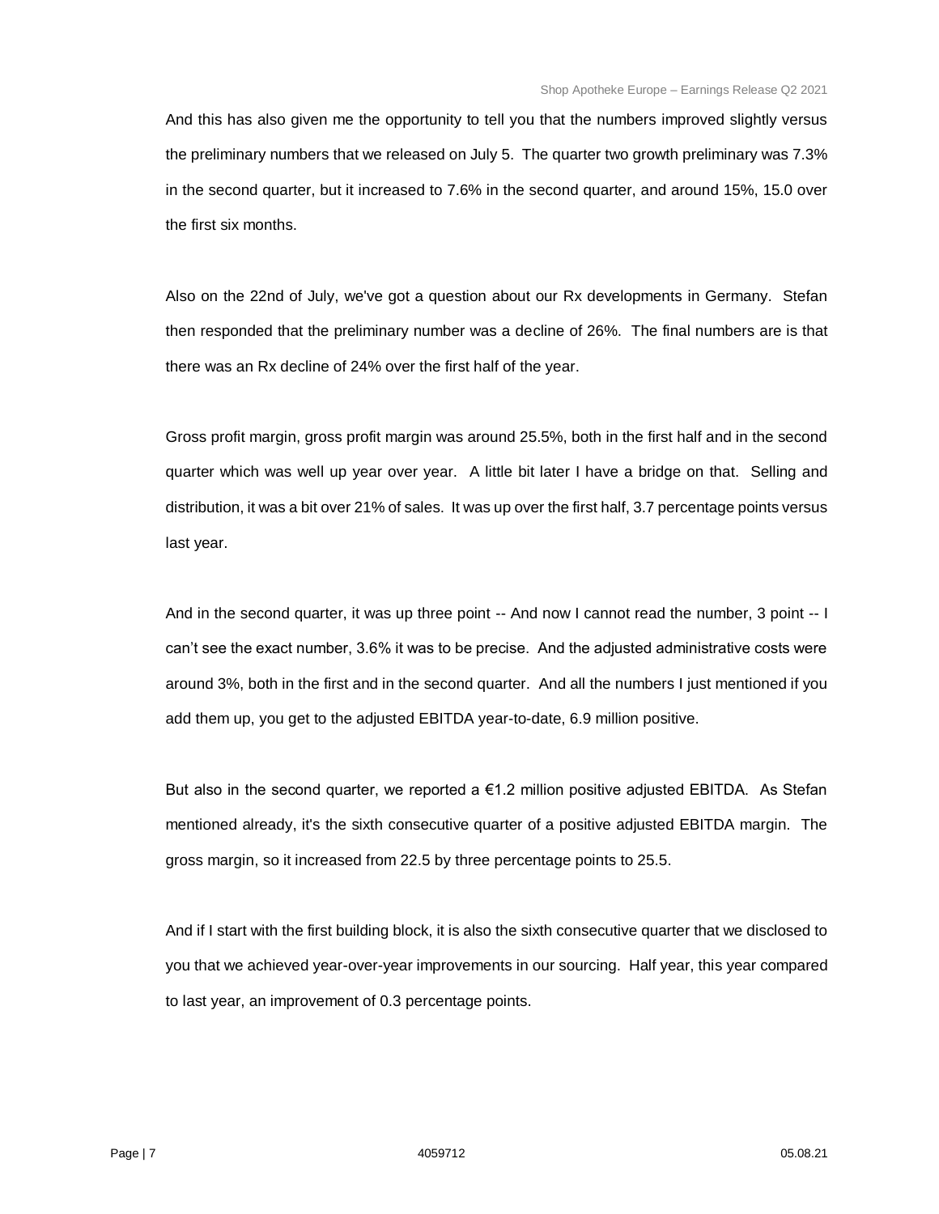And this has also given me the opportunity to tell you that the numbers improved slightly versus the preliminary numbers that we released on July 5. The quarter two growth preliminary was 7.3% in the second quarter, but it increased to 7.6% in the second quarter, and around 15%, 15.0 over the first six months.

Also on the 22nd of July, we've got a question about our Rx developments in Germany. Stefan then responded that the preliminary number was a decline of 26%. The final numbers are is that there was an Rx decline of 24% over the first half of the year.

Gross profit margin, gross profit margin was around 25.5%, both in the first half and in the second quarter which was well up year over year. A little bit later I have a bridge on that. Selling and distribution, it was a bit over 21% of sales. It was up over the first half, 3.7 percentage points versus last year.

And in the second quarter, it was up three point -- And now I cannot read the number, 3 point -- I can't see the exact number, 3.6% it was to be precise. And the adjusted administrative costs were around 3%, both in the first and in the second quarter. And all the numbers I just mentioned if you add them up, you get to the adjusted EBITDA year-to-date, 6.9 million positive.

But also in the second quarter, we reported a €1.2 million positive adjusted EBITDA. As Stefan mentioned already, it's the sixth consecutive quarter of a positive adjusted EBITDA margin. The gross margin, so it increased from 22.5 by three percentage points to 25.5.

And if I start with the first building block, it is also the sixth consecutive quarter that we disclosed to you that we achieved year-over-year improvements in our sourcing. Half year, this year compared to last year, an improvement of 0.3 percentage points.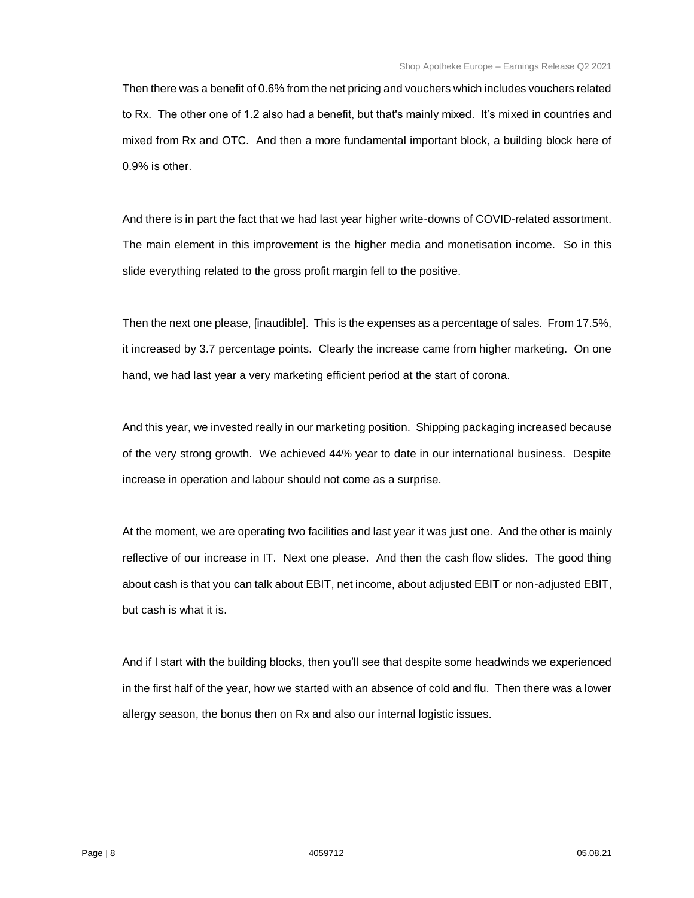Then there was a benefit of 0.6% from the net pricing and vouchers which includes vouchers related to Rx. The other one of 1.2 also had a benefit, but that's mainly mixed. It's mixed in countries and mixed from Rx and OTC. And then a more fundamental important block, a building block here of 0.9% is other.

And there is in part the fact that we had last year higher write-downs of COVID-related assortment. The main element in this improvement is the higher media and monetisation income. So in this slide everything related to the gross profit margin fell to the positive.

Then the next one please, [inaudible]. This is the expenses as a percentage of sales. From 17.5%, it increased by 3.7 percentage points. Clearly the increase came from higher marketing. On one hand, we had last year a very marketing efficient period at the start of corona.

And this year, we invested really in our marketing position. Shipping packaging increased because of the very strong growth. We achieved 44% year to date in our international business. Despite increase in operation and labour should not come as a surprise.

At the moment, we are operating two facilities and last year it was just one. And the other is mainly reflective of our increase in IT. Next one please. And then the cash flow slides. The good thing about cash is that you can talk about EBIT, net income, about adjusted EBIT or non-adjusted EBIT, but cash is what it is.

And if I start with the building blocks, then you'll see that despite some headwinds we experienced in the first half of the year, how we started with an absence of cold and flu. Then there was a lower allergy season, the bonus then on Rx and also our internal logistic issues.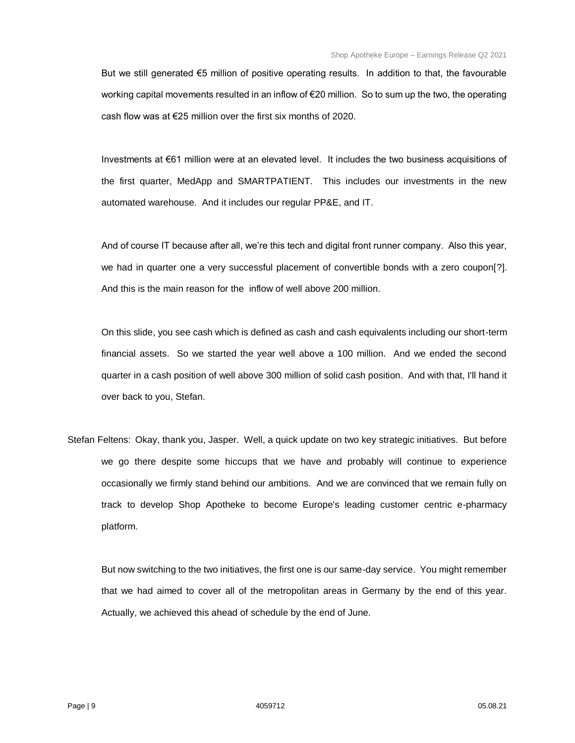But we still generated €5 million of positive operating results. In addition to that, the favourable working capital movements resulted in an inflow of €20 million. So to sum up the two, the operating cash flow was at €25 million over the first six months of 2020.

Investments at €61 million were at an elevated level. It includes the two business acquisitions of the first quarter, MedApp and SMARTPATIENT. This includes our investments in the new automated warehouse. And it includes our regular PP&E, and IT.

And of course IT because after all, we're this tech and digital front runner company. Also this year, we had in quarter one a very successful placement of convertible bonds with a zero coupon[?]. And this is the main reason for the inflow of well above 200 million.

On this slide, you see cash which is defined as cash and cash equivalents including our short-term financial assets. So we started the year well above a 100 million. And we ended the second quarter in a cash position of well above 300 million of solid cash position. And with that, I'll hand it over back to you, Stefan.

Stefan Feltens: Okay, thank you, Jasper. Well, a quick update on two key strategic initiatives. But before we go there despite some hiccups that we have and probably will continue to experience occasionally we firmly stand behind our ambitions. And we are convinced that we remain fully on track to develop Shop Apotheke to become Europe's leading customer centric e-pharmacy platform.

But now switching to the two initiatives, the first one is our same-day service. You might remember that we had aimed to cover all of the metropolitan areas in Germany by the end of this year. Actually, we achieved this ahead of schedule by the end of June.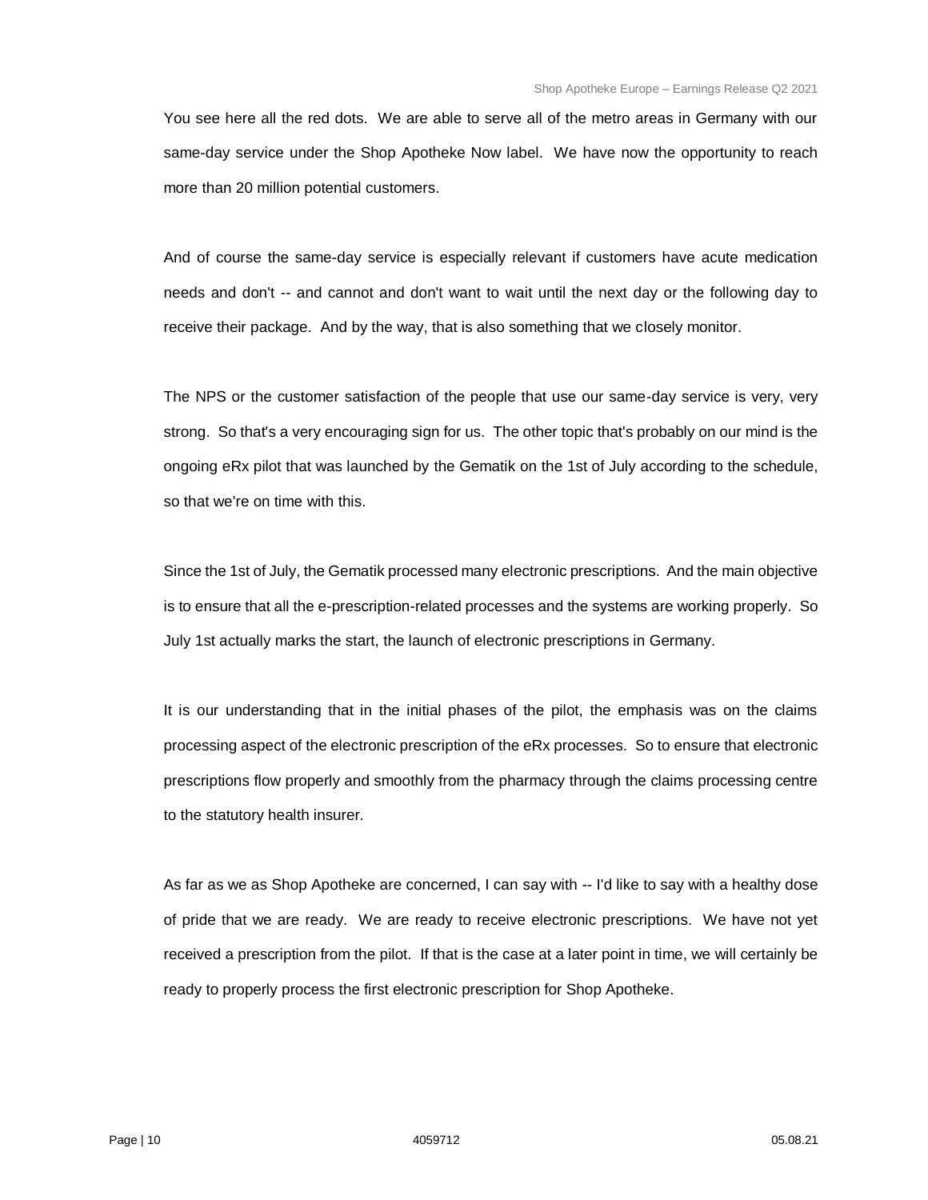You see here all the red dots. We are able to serve all of the metro areas in Germany with our same-day service under the Shop Apotheke Now label. We have now the opportunity to reach more than 20 million potential customers.

And of course the same-day service is especially relevant if customers have acute medication needs and don't -- and cannot and don't want to wait until the next day or the following day to receive their package. And by the way, that is also something that we closely monitor.

The NPS or the customer satisfaction of the people that use our same-day service is very, very strong. So that's a very encouraging sign for us. The other topic that's probably on our mind is the ongoing eRx pilot that was launched by the Gematik on the 1st of July according to the schedule, so that we're on time with this.

Since the 1st of July, the Gematik processed many electronic prescriptions. And the main objective is to ensure that all the e-prescription-related processes and the systems are working properly. So July 1st actually marks the start, the launch of electronic prescriptions in Germany.

It is our understanding that in the initial phases of the pilot, the emphasis was on the claims processing aspect of the electronic prescription of the eRx processes. So to ensure that electronic prescriptions flow properly and smoothly from the pharmacy through the claims processing centre to the statutory health insurer.

As far as we as Shop Apotheke are concerned, I can say with -- I'd like to say with a healthy dose of pride that we are ready. We are ready to receive electronic prescriptions. We have not yet received a prescription from the pilot. If that is the case at a later point in time, we will certainly be ready to properly process the first electronic prescription for Shop Apotheke.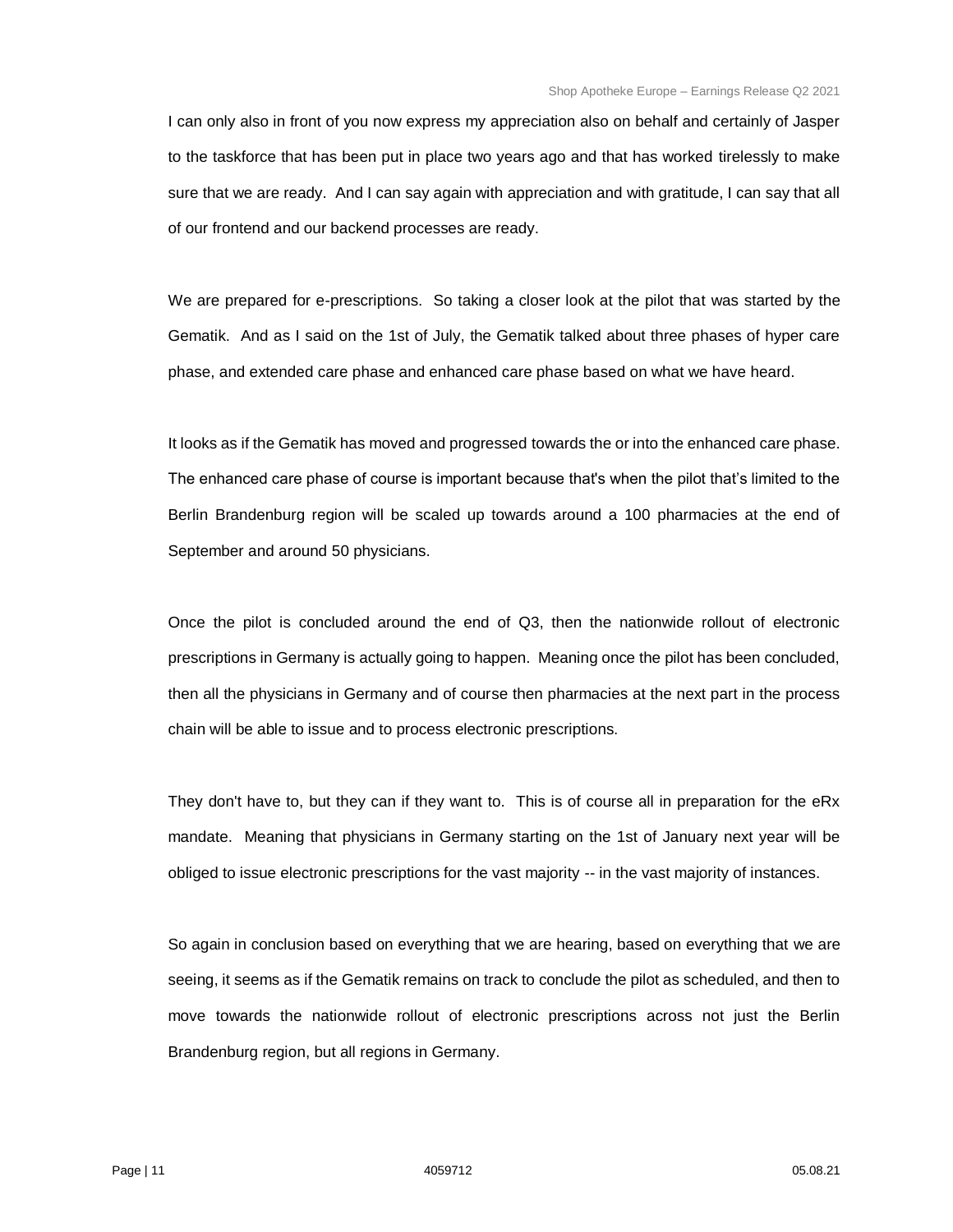I can only also in front of you now express my appreciation also on behalf and certainly of Jasper to the taskforce that has been put in place two years ago and that has worked tirelessly to make sure that we are ready. And I can say again with appreciation and with gratitude, I can say that all of our frontend and our backend processes are ready.

We are prepared for e-prescriptions. So taking a closer look at the pilot that was started by the Gematik. And as I said on the 1st of July, the Gematik talked about three phases of hyper care phase, and extended care phase and enhanced care phase based on what we have heard.

It looks as if the Gematik has moved and progressed towards the or into the enhanced care phase. The enhanced care phase of course is important because that's when the pilot that's limited to the Berlin Brandenburg region will be scaled up towards around a 100 pharmacies at the end of September and around 50 physicians.

Once the pilot is concluded around the end of Q3, then the nationwide rollout of electronic prescriptions in Germany is actually going to happen. Meaning once the pilot has been concluded, then all the physicians in Germany and of course then pharmacies at the next part in the process chain will be able to issue and to process electronic prescriptions.

They don't have to, but they can if they want to. This is of course all in preparation for the eRx mandate. Meaning that physicians in Germany starting on the 1st of January next year will be obliged to issue electronic prescriptions for the vast majority -- in the vast majority of instances.

So again in conclusion based on everything that we are hearing, based on everything that we are seeing, it seems as if the Gematik remains on track to conclude the pilot as scheduled, and then to move towards the nationwide rollout of electronic prescriptions across not just the Berlin Brandenburg region, but all regions in Germany.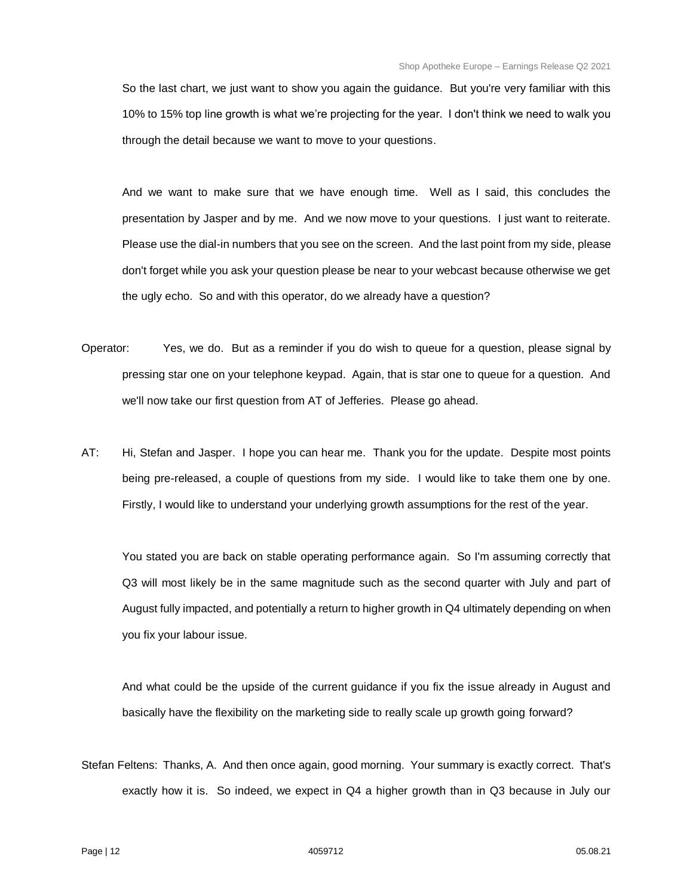So the last chart, we just want to show you again the guidance. But you're very familiar with this 10% to 15% top line growth is what we're projecting for the year. I don't think we need to walk you through the detail because we want to move to your questions.

And we want to make sure that we have enough time. Well as I said, this concludes the presentation by Jasper and by me. And we now move to your questions. I just want to reiterate. Please use the dial-in numbers that you see on the screen. And the last point from my side, please don't forget while you ask your question please be near to your webcast because otherwise we get the ugly echo. So and with this operator, do we already have a question?

Operator: Yes, we do. But as a reminder if you do wish to queue for a question, please signal by pressing star one on your telephone keypad. Again, that is star one to queue for a question. And we'll now take our first question from AT of Jefferies. Please go ahead.

AT: Hi, Stefan and Jasper. I hope you can hear me. Thank you for the update. Despite most points being pre-released, a couple of questions from my side. I would like to take them one by one. Firstly, I would like to understand your underlying growth assumptions for the rest of the year.

You stated you are back on stable operating performance again. So I'm assuming correctly that Q3 will most likely be in the same magnitude such as the second quarter with July and part of August fully impacted, and potentially a return to higher growth in Q4 ultimately depending on when you fix your labour issue.

And what could be the upside of the current guidance if you fix the issue already in August and basically have the flexibility on the marketing side to really scale up growth going forward?

Stefan Feltens: Thanks, A. And then once again, good morning. Your summary is exactly correct. That's exactly how it is. So indeed, we expect in Q4 a higher growth than in Q3 because in July our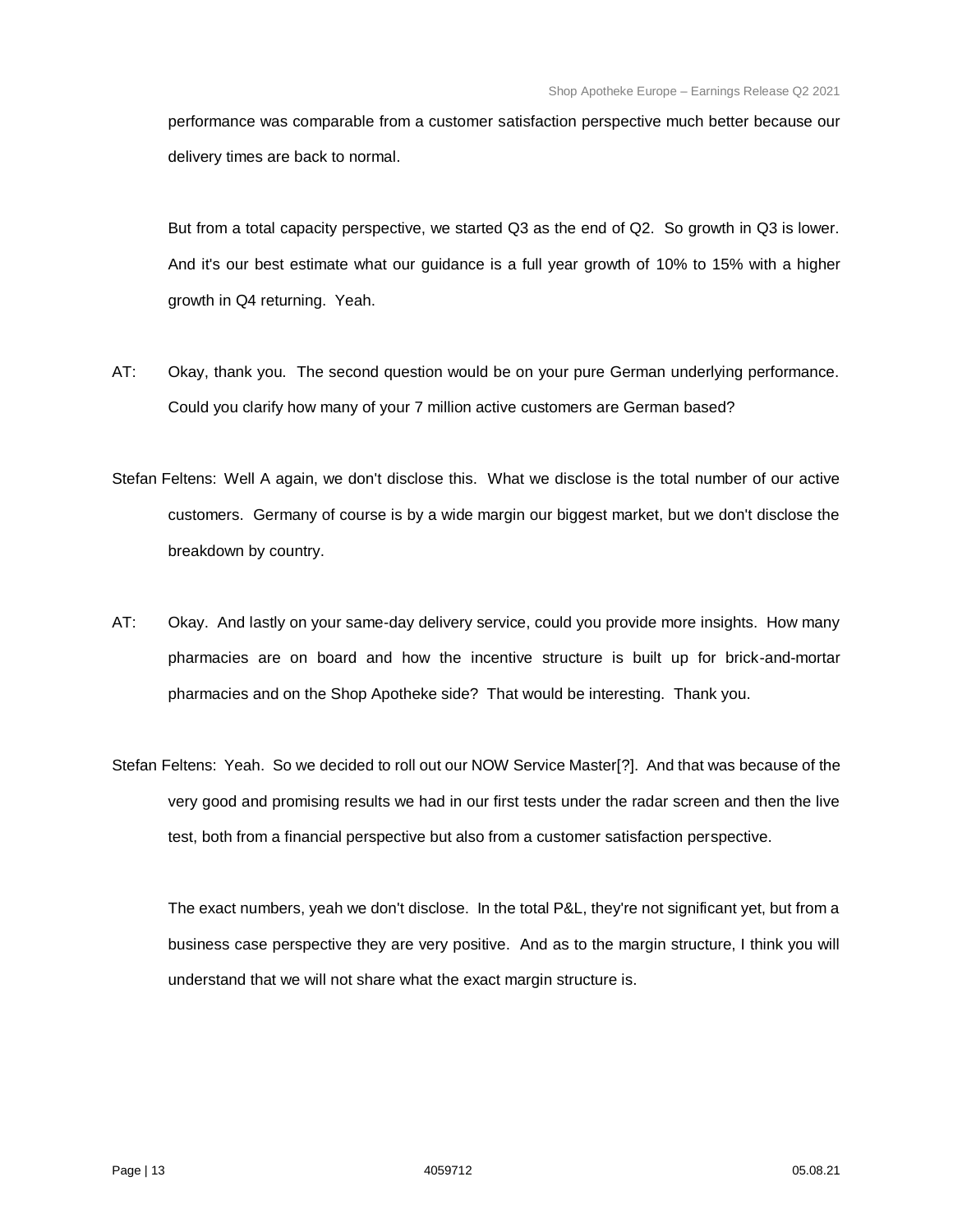performance was comparable from a customer satisfaction perspective much better because our delivery times are back to normal.

But from a total capacity perspective, we started Q3 as the end of Q2. So growth in Q3 is lower. And it's our best estimate what our guidance is a full year growth of 10% to 15% with a higher growth in Q4 returning. Yeah.

AT: Okay, thank you. The second question would be on your pure German underlying performance. Could you clarify how many of your 7 million active customers are German based?

Stefan Feltens: Well A again, we don't disclose this. What we disclose is the total number of our active customers. Germany of course is by a wide margin our biggest market, but we don't disclose the breakdown by country.

AT: Okay. And lastly on your same-day delivery service, could you provide more insights. How many pharmacies are on board and how the incentive structure is built up for brick-and-mortar pharmacies and on the Shop Apotheke side? That would be interesting. Thank you.

Stefan Feltens: Yeah. So we decided to roll out our NOW Service Master[?]. And that was because of the very good and promising results we had in our first tests under the radar screen and then the live test, both from a financial perspective but also from a customer satisfaction perspective.

The exact numbers, yeah we don't disclose. In the total P&L, they're not significant yet, but from a business case perspective they are very positive. And as to the margin structure, I think you will understand that we will not share what the exact margin structure is.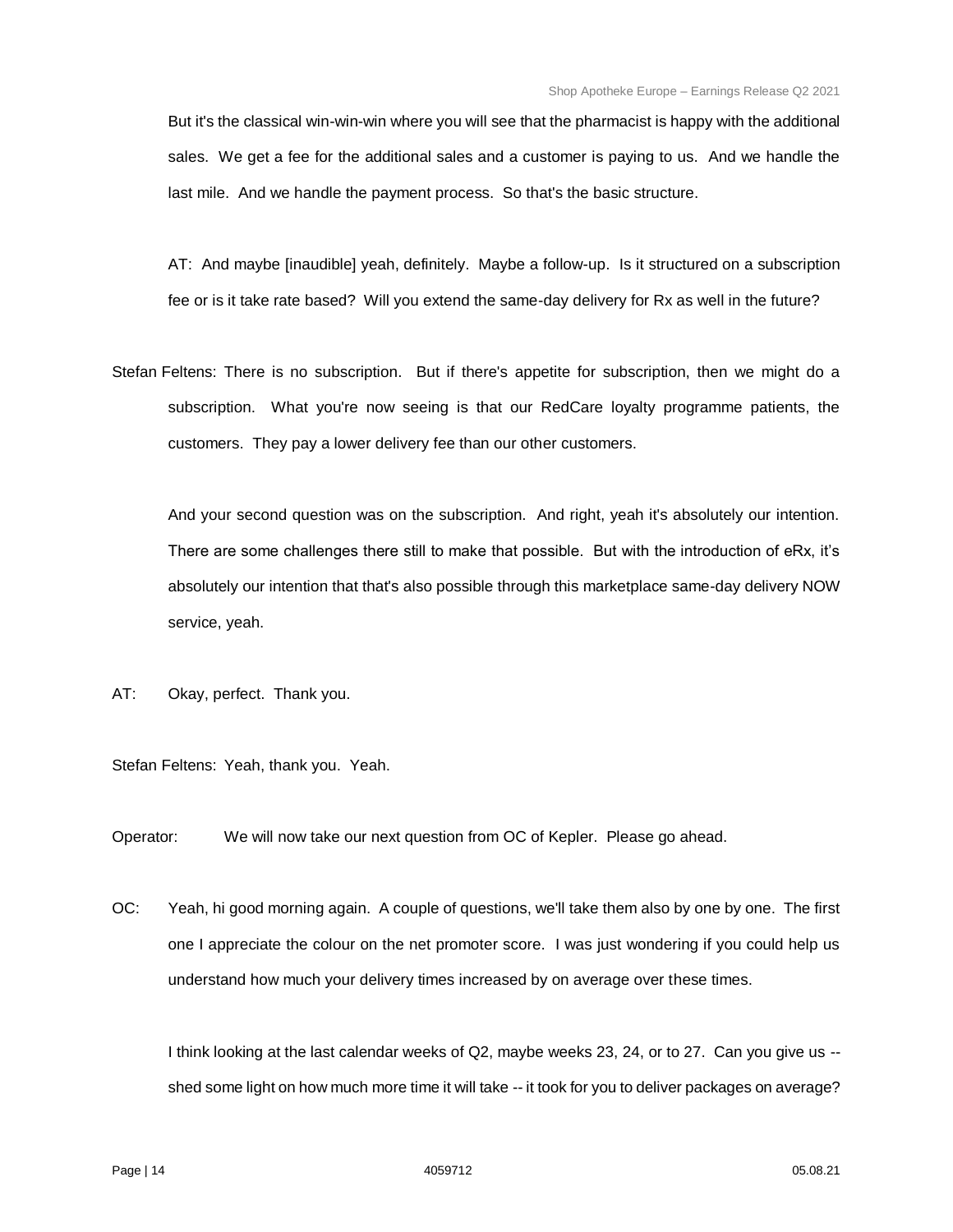But it's the classical win-win-win where you will see that the pharmacist is happy with the additional sales. We get a fee for the additional sales and a customer is paying to us. And we handle the last mile. And we handle the payment process. So that's the basic structure.

AT: And maybe [inaudible] yeah, definitely. Maybe a follow-up. Is it structured on a subscription fee or is it take rate based? Will you extend the same-day delivery for Rx as well in the future?

Stefan Feltens: There is no subscription. But if there's appetite for subscription, then we might do a subscription. What you're now seeing is that our RedCare loyalty programme patients, the customers. They pay a lower delivery fee than our other customers.

And your second question was on the subscription. And right, yeah it's absolutely our intention. There are some challenges there still to make that possible. But with the introduction of eRx, it's absolutely our intention that that's also possible through this marketplace same-day delivery NOW service, yeah.

AT: Okay, perfect. Thank you.

Stefan Feltens: Yeah, thank you. Yeah.

Operator: We will now take our next question from OC of Kepler. Please go ahead.

OC: Yeah, hi good morning again. A couple of questions, we'll take them also by one by one. The first one I appreciate the colour on the net promoter score. I was just wondering if you could help us understand how much your delivery times increased by on average over these times.

I think looking at the last calendar weeks of Q2, maybe weeks 23, 24, or to 27. Can you give us -- shed some light on how much more time it will take -- it took for you to deliver packages on average?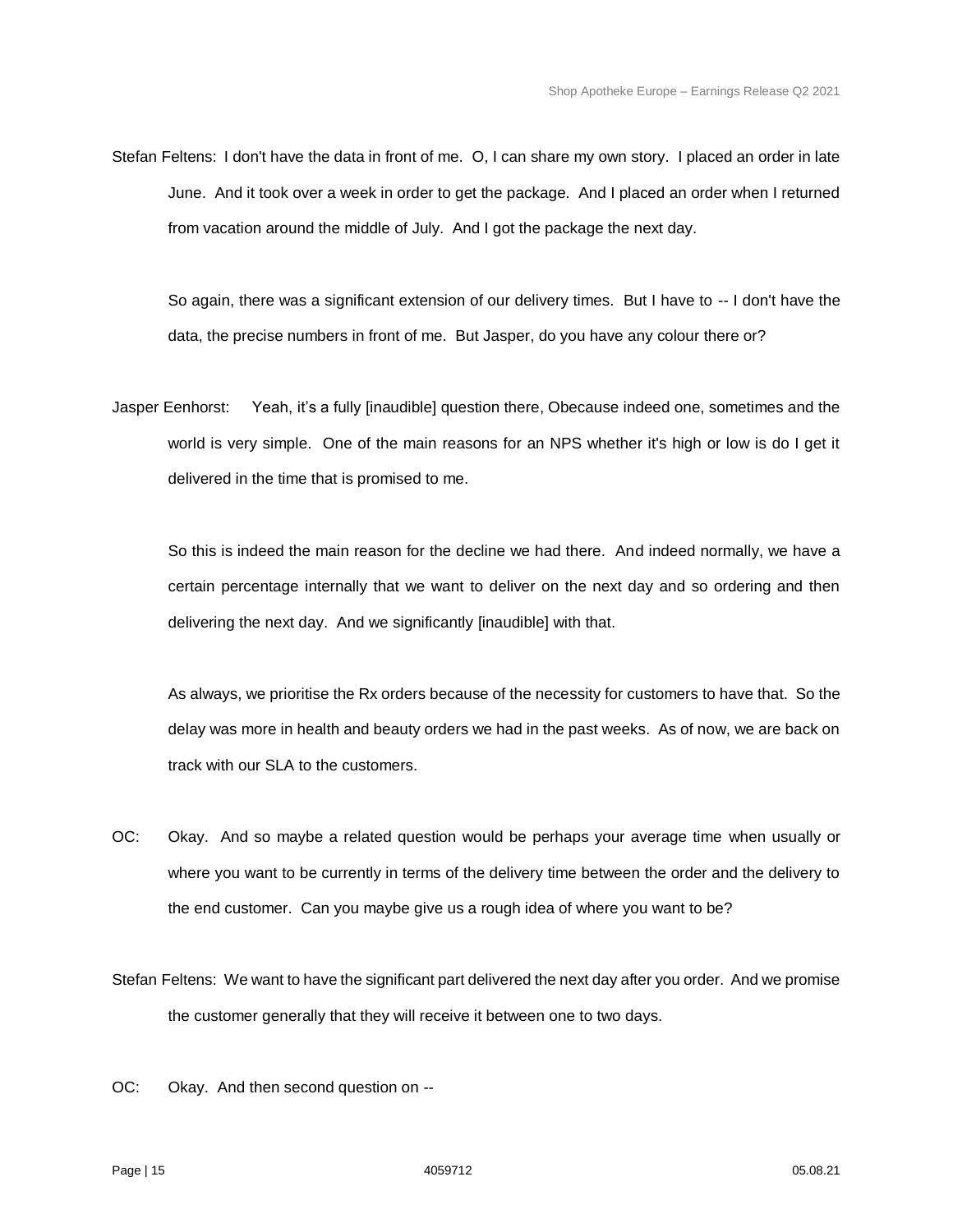Stefan Feltens: I don't have the data in front of me. O, I can share my own story. I placed an order in late June. And it took over a week in order to get the package. And I placed an order when I returned from vacation around the middle of July. And I got the package the next day.

So again, there was a significant extension of our delivery times. But I have to -- I don't have the data, the precise numbers in front of me. But Jasper, do you have any colour there or?

Jasper Eenhorst: Yeah, it's a fully [inaudible] question there, Obecause indeed one, sometimes and the world is very simple. One of the main reasons for an NPS whether it's high or low is do I get it delivered in the time that is promised to me.

So this is indeed the main reason for the decline we had there. And indeed normally, we have a certain percentage internally that we want to deliver on the next day and so ordering and then delivering the next day. And we significantly [inaudible] with that.

As always, we prioritise the Rx orders because of the necessity for customers to have that. So the delay was more in health and beauty orders we had in the past weeks. As of now, we are back on track with our SLA to the customers.

OC: Okay. And so maybe a related question would be perhaps your average time when usually or where you want to be currently in terms of the delivery time between the order and the delivery to the end customer. Can you maybe give us a rough idea of where you want to be?

Stefan Feltens: We want to have the significant part delivered the next day after you order. And we promise the customer generally that they will receive it between one to two days.

OC: Okay. And then second question on --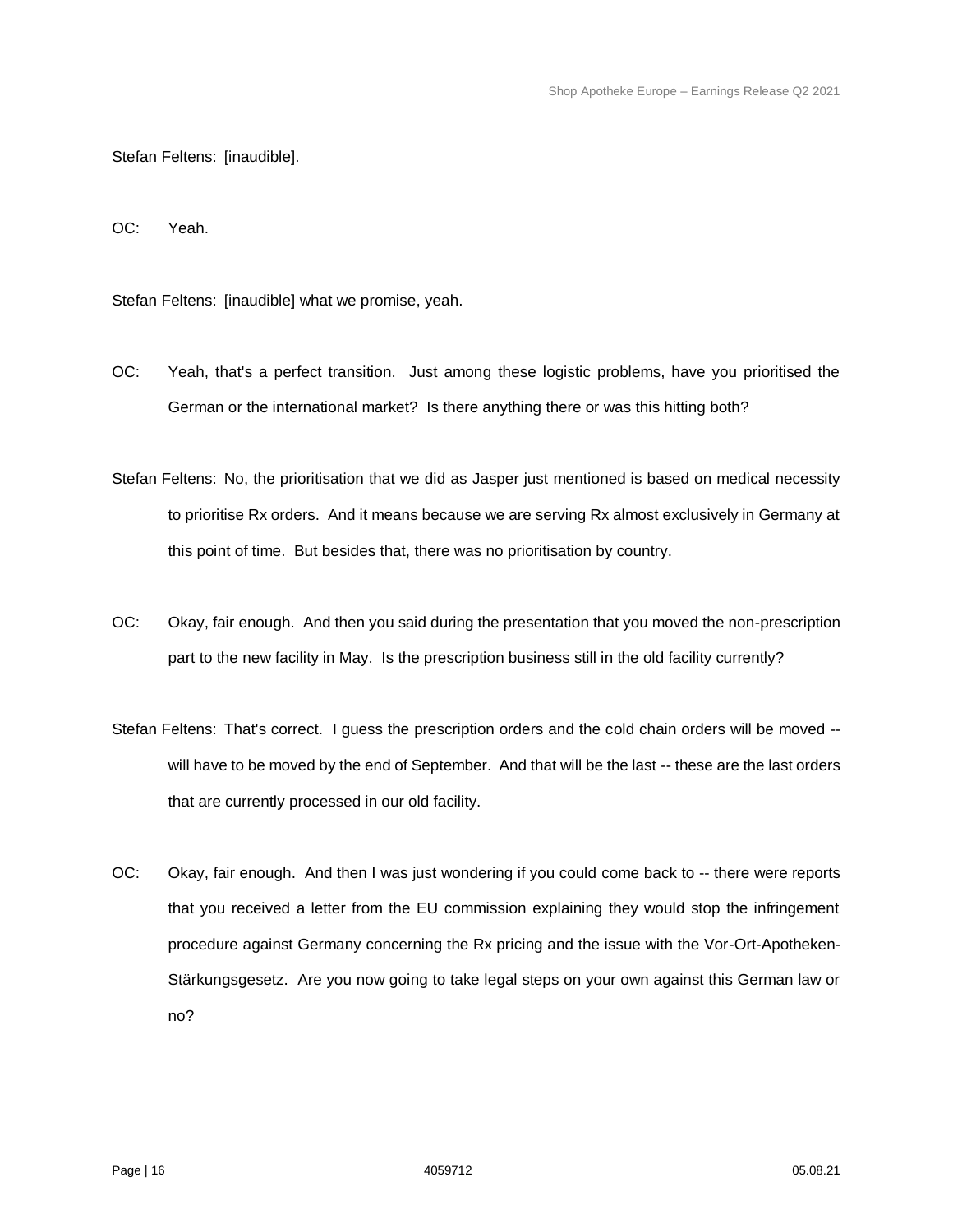Stefan Feltens: [inaudible].

OC: Yeah.

Stefan Feltens: [inaudible] what we promise, yeah.

OC: Yeah, that's a perfect transition. Just among these logistic problems, have you prioritised the German or the international market? Is there anything there or was this hitting both?

Stefan Feltens: No, the prioritisation that we did as Jasper just mentioned is based on medical necessity to prioritise Rx orders. And it means because we are serving Rx almost exclusively in Germany at this point of time. But besides that, there was no prioritisation by country.

OC: Okay, fair enough. And then you said during the presentation that you moved the non-prescription part to the new facility in May. Is the prescription business still in the old facility currently?

Stefan Feltens: That's correct. I guess the prescription orders and the cold chain orders will be moved -- will have to be moved by the end of September. And that will be the last -- these are the last orders that are currently processed in our old facility.

OC: Okay, fair enough. And then I was just wondering if you could come back to -- there were reports that you received a letter from the EU commission explaining they would stop the infringement procedure against Germany concerning the Rx pricing and the issue with the Vor-Ort-Apotheken-Stärkungsgesetz. Are you now going to take legal steps on your own against this German law or no?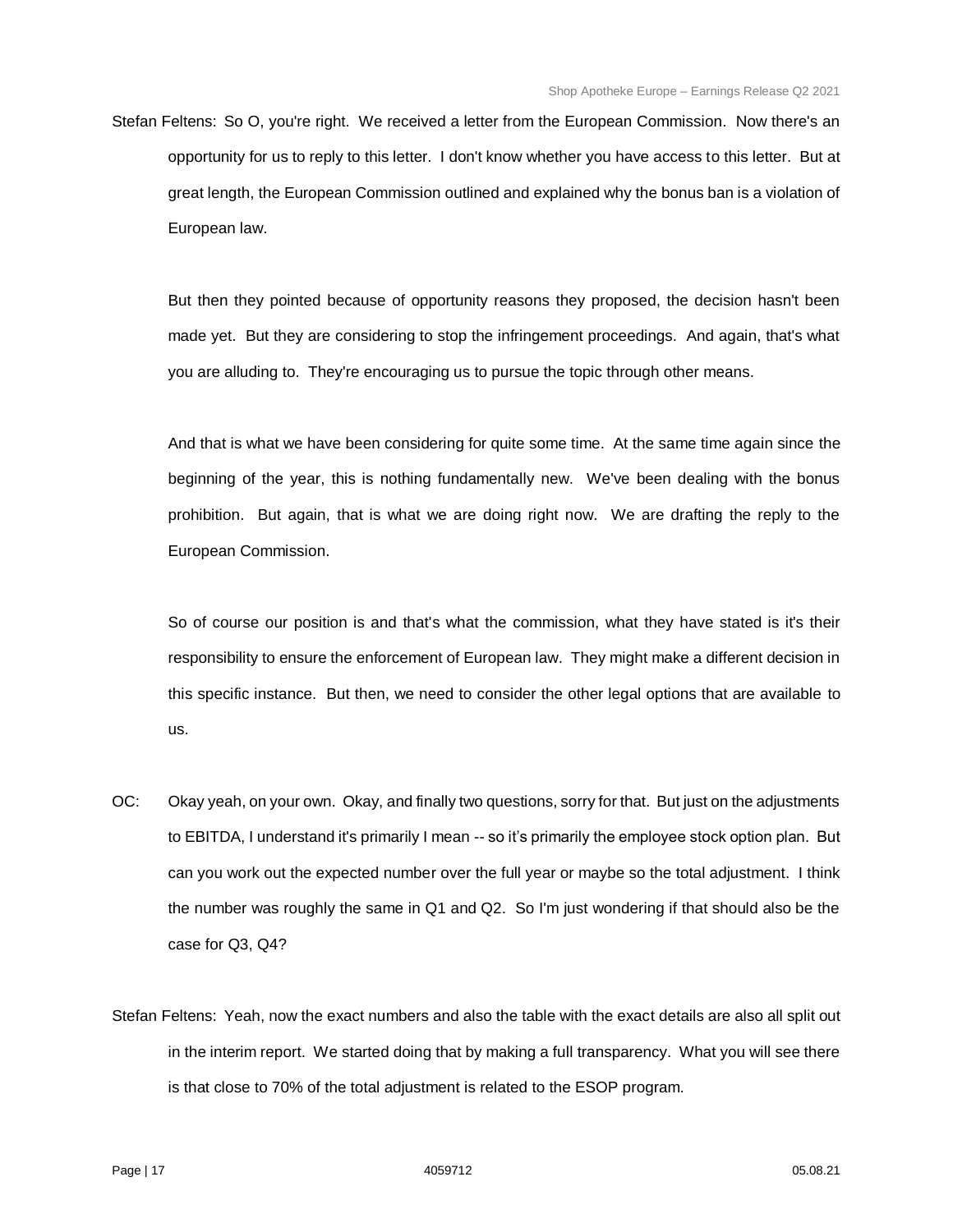Stefan Feltens: So O, you're right. We received a letter from the European Commission. Now there's an opportunity for us to reply to this letter. I don't know whether you have access to this letter. But at great length, the European Commission outlined and explained why the bonus ban is a violation of European law.

But then they pointed because of opportunity reasons they proposed, the decision hasn't been made yet. But they are considering to stop the infringement proceedings. And again, that's what you are alluding to. They're encouraging us to pursue the topic through other means.

And that is what we have been considering for quite some time. At the same time again since the beginning of the year, this is nothing fundamentally new. We've been dealing with the bonus prohibition. But again, that is what we are doing right now. We are drafting the reply to the European Commission.

So of course our position is and that's what the commission, what they have stated is it's their responsibility to ensure the enforcement of European law. They might make a different decision in this specific instance. But then, we need to consider the other legal options that are available to us.

OC: Okay yeah, on your own. Okay, and finally two questions, sorry for that. But just on the adjustments to EBITDA, I understand it's primarily I mean -- so it's primarily the employee stock option plan. But can you work out the expected number over the full year or maybe so the total adjustment. I think the number was roughly the same in Q1 and Q2. So I'm just wondering if that should also be the case for Q3, Q4?

Stefan Feltens: Yeah, now the exact numbers and also the table with the exact details are also all split out in the interim report. We started doing that by making a full transparency. What you will see there is that close to 70% of the total adjustment is related to the ESOP program.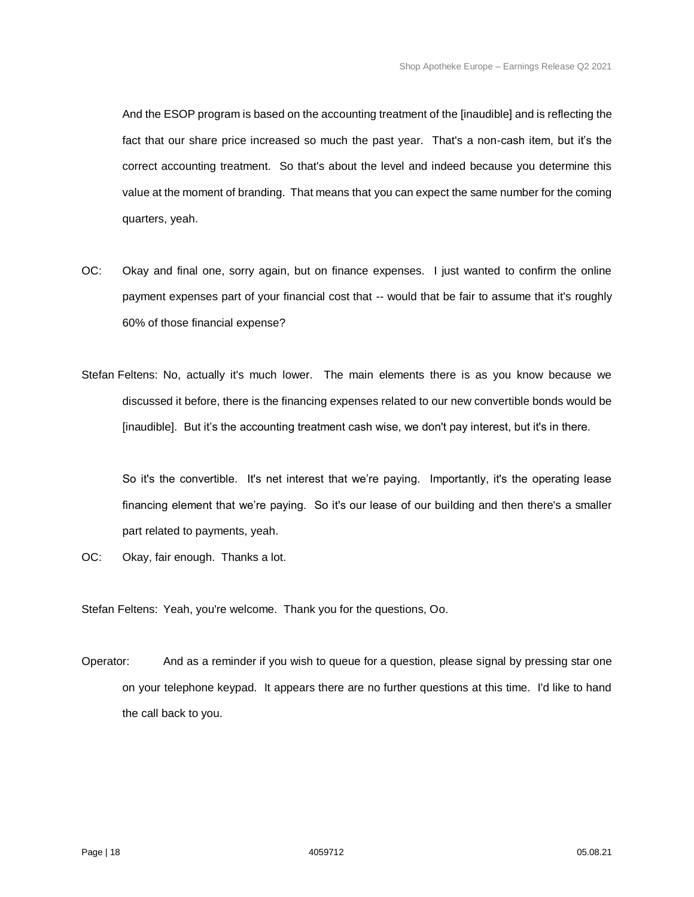And the ESOP program is based on the accounting treatment of the [inaudible] and is reflecting the fact that our share price increased so much the past year. That's a non-cash item, but it's the correct accounting treatment. So that's about the level and indeed because you determine this value at the moment of branding. That means that you can expect the same number for the coming quarters, yeah.

OC: Okay and final one, sorry again, but on finance expenses. I just wanted to confirm the online payment expenses part of your financial cost that -- would that be fair to assume that it's roughly 60% of those financial expense?

Stefan Feltens: No, actually it's much lower. The main elements there is as you know because we discussed it before, there is the financing expenses related to our new convertible bonds would be [inaudible]. But it's the accounting treatment cash wise, we don't pay interest, but it's in there.

So it's the convertible. It's net interest that we're paying. Importantly, it's the operating lease financing element that we're paying. So it's our lease of our building and then there's a smaller part related to payments, yeah.

OC: Okay, fair enough. Thanks a lot.

Stefan Feltens: Yeah, you're welcome. Thank you for the questions, Oo.

Operator: And as a reminder if you wish to queue for a question, please signal by pressing star one on your telephone keypad. It appears there are no further questions at this time. I'd like to hand the call back to you.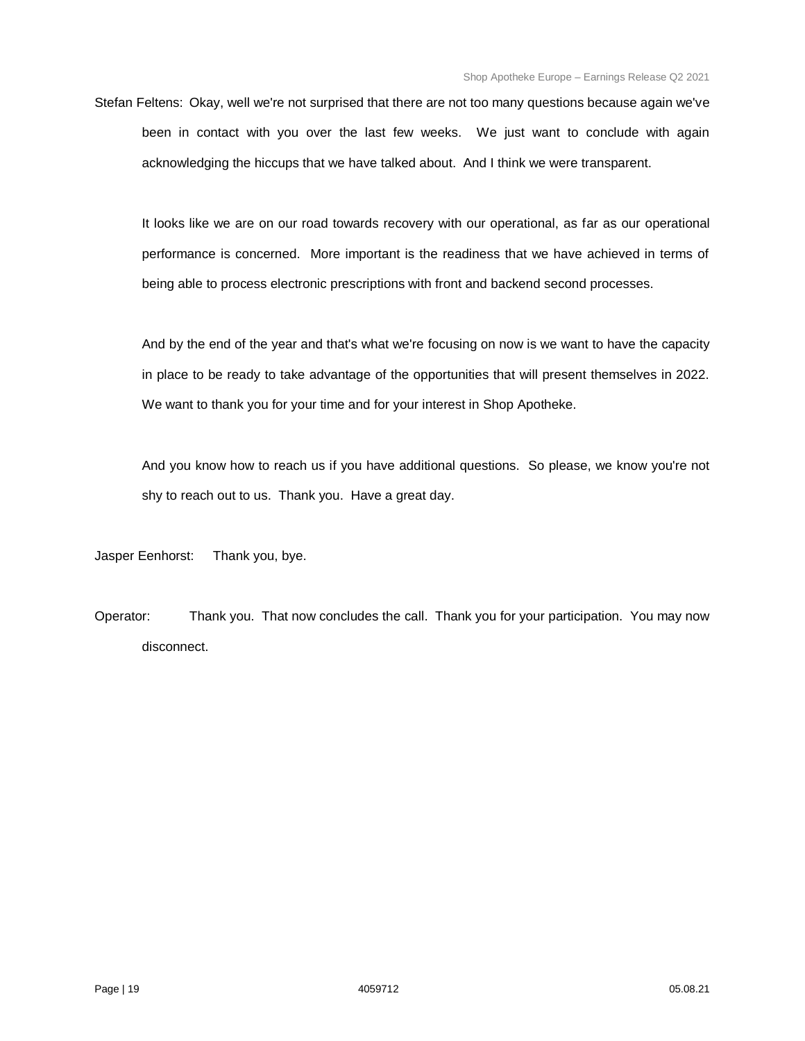Stefan Feltens: Okay, well we're not surprised that there are not too many questions because again we've been in contact with you over the last few weeks. We just want to conclude with again acknowledging the hiccups that we have talked about. And I think we were transparent.

It looks like we are on our road towards recovery with our operational, as far as our operational performance is concerned. More important is the readiness that we have achieved in terms of being able to process electronic prescriptions with front and backend second processes.

And by the end of the year and that's what we're focusing on now is we want to have the capacity in place to be ready to take advantage of the opportunities that will present themselves in 2022. We want to thank you for your time and for your interest in Shop Apotheke.

And you know how to reach us if you have additional questions. So please, we know you're not shy to reach out to us. Thank you. Have a great day.

Jasper Eenhorst: Thank you, bye.

Operator: Thank you. That now concludes the call. Thank you for your participation. You may now disconnect.